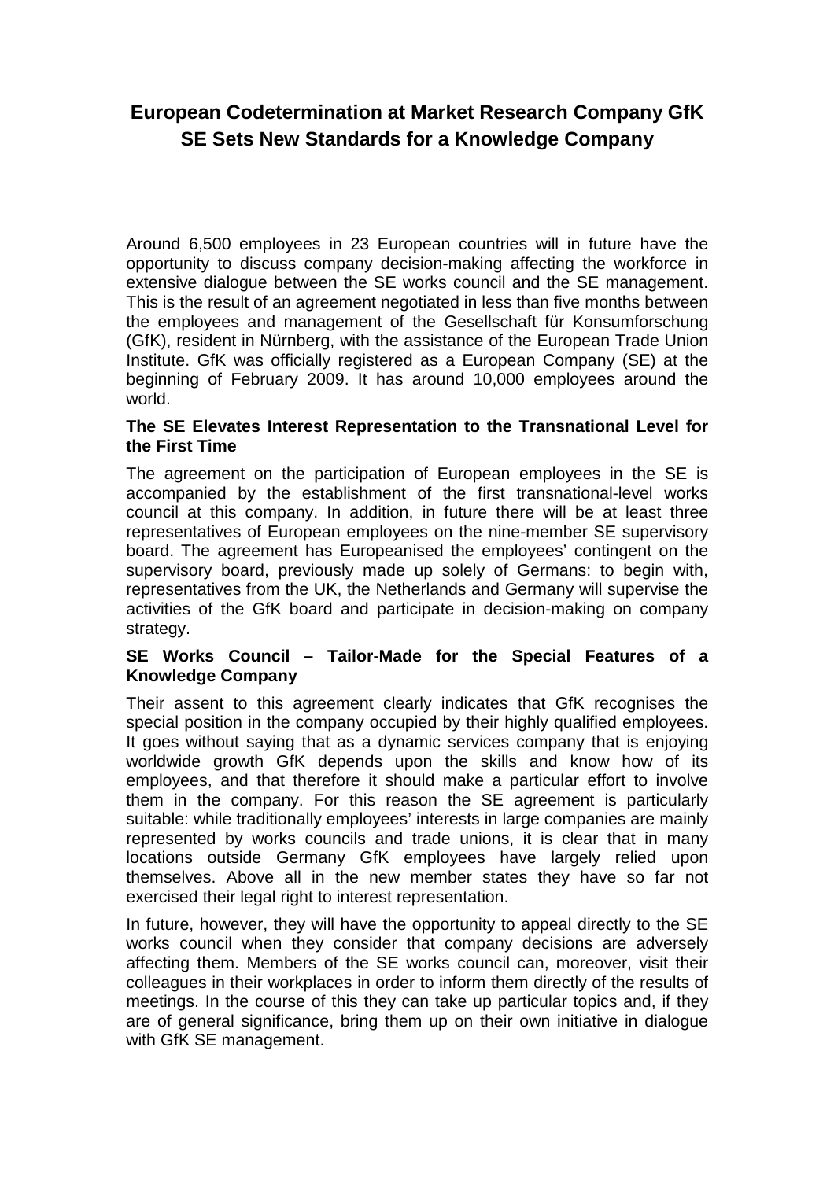# European Codetermination at Market Research Company GfK SE Sets New Standards for a Knowledge Company

Around 6,500 employees in 23 European countries will in future have the opportunity to discuss company decision-making affecting the workforce in extensive dialogue between the SE works council and the SE management. This is the result of an agreement negotiated in less than five months between the employees and management of the Gesellschaft für Konsumforschung (GfK), resident in Nürnberg, with the assistance of the European Trade Union Institute. GfK was officially registered as a European Company (SE) at the beginning of February 2009. It has around 10,000 employees around the world.

**The SE Elevates Interest Representation to the Transnational Level for the First Time**

The agreement on the participation of European employees in the SE is accompanied by the establishment of the first transnational-level works council at this company. In addition, in future there will be at least three representatives of European employees on the nine-member SE supervisory board. The agreement has Europeanised the employees' contingent on the supervisory board, previously made up solely of Germans: to begin with, representatives from the UK, the Netherlands and Germany will supervise the activities of the GfK board and participate in decision-making on company strategy.

**SE Works Council – Tailor-Made for the Special Features of a Knowledge Company**

Their assent to this agreement clearly indicates that GfK recognises the special position in the company occupied by their highly qualified employees. It goes without saying that as a dynamic services company that is enjoying worldwide growth GfK depends upon the skills and know how of its employees, and that therefore it should make a particular effort to involve them in the company. For this reason the SE agreement is particularly suitable: while traditionally employees' interests in large companies are mainly represented by works councils and trade unions, it is clear that in many locations outside Germany GfK employees have largely relied upon themselves. Above all in the new member states they have so far not exercised their legal right to interest representation.

In future, however, they will have the opportunity to appeal directly to the SE works council when they consider that company decisions are adversely affecting them. Members of the SE works council can, moreover, visit their colleagues in their workplaces in order to inform them directly of the results of meetings. In the course of this they can take up particular topics and, if they are of general significance, bring them up on their own initiative in dialogue with GfK SE management.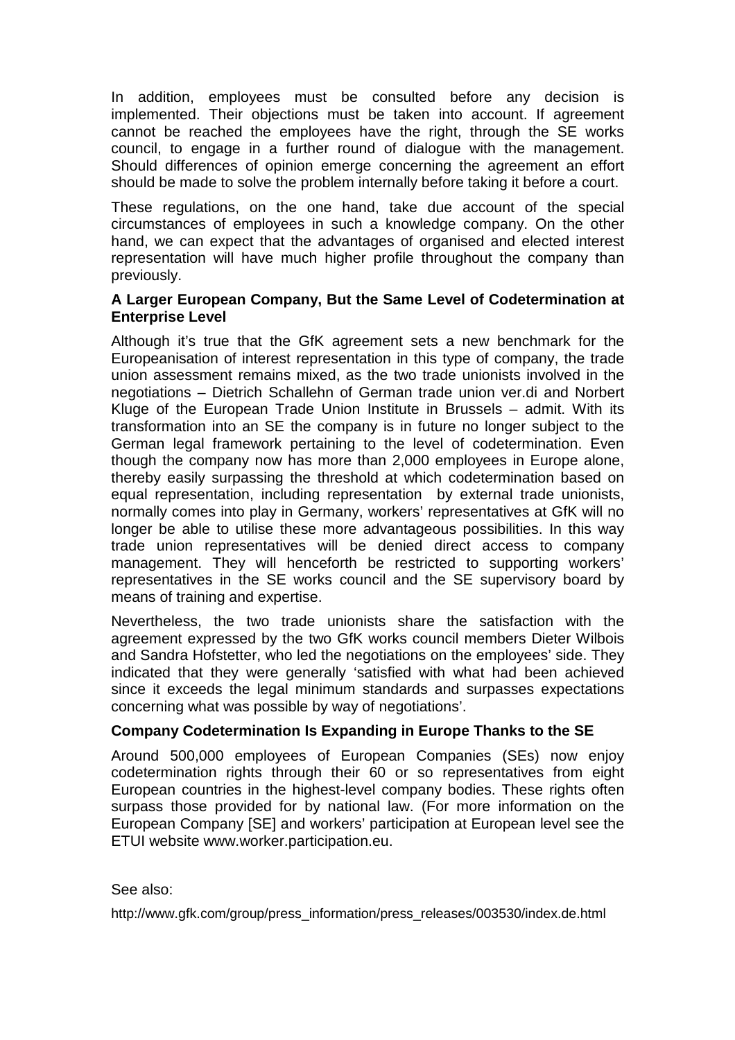In addition, employees must be consulted before any decision is implemented. Their objections must be taken into account. If agreement cannot be reached the employees have the right, through the SE works council, to engage in a further round of dialogue with the management. Should differences of opinion emerge concerning the agreement an effort should be made to solve the problem internally before taking it before a court.

These regulations, on the one hand, take due account of the special circumstances of employees in such a knowledge company. On the other hand, we can expect that the advantages of organised and elected interest representation will have much higher profile throughout the company than previously.

**A Larger European Company, But the Same Level of Codetermination at Enterprise Level**

Although it's true that the GfK agreement sets a new benchmark for the Europeanisation of interest representation in this type of company, the trade union assessment remains mixed, as the two trade unionists involved in the negotiations – Dietrich Schallehn of German trade union ver.di and Norbert Kluge of the European Trade Union Institute in Brussels – admit. With its transformation into an SE the company is in future no longer subject to the German legal framework pertaining to the level of codetermination. Even though the company now has more than 2,000 employees in Europe alone, thereby easily surpassing the threshold at which codetermination based on equal representation, including representation by external trade unionists, normally comes into play in Germany, workers' representatives at GfK will no longer be able to utilise these more advantageous possibilities. In this way trade union representatives will be denied direct access to company management. They will henceforth be restricted to supporting workers' representatives in the SE works council and the SE supervisory board by means of training and expertise.

Nevertheless, the two trade unionists share the satisfaction with the agreement expressed by the two GfK works council members Dieter Wilbois and Sandra Hofstetter, who led the negotiations on the employees' side. They indicated that they were generally 'satisfied with what had been achieved since it exceeds the legal minimum standards and surpasses expectations concerning what was possible by way of negotiations'.

**Company Codetermination Is Expanding in Europe Thanks to the SE**

Around 500,000 employees of European Companies (SEs) now enjoy codetermination rights through their 60 or so representatives from eight European countries in the highest-level company bodies. These rights often surpass those provided for by national law. (For more information on the European Company [SE] and workers' participation at European level see the ETUI website www.worker.participation.eu.

See also:

http://www.gfk.com/group/press_information/press_releases/003530/index.de.html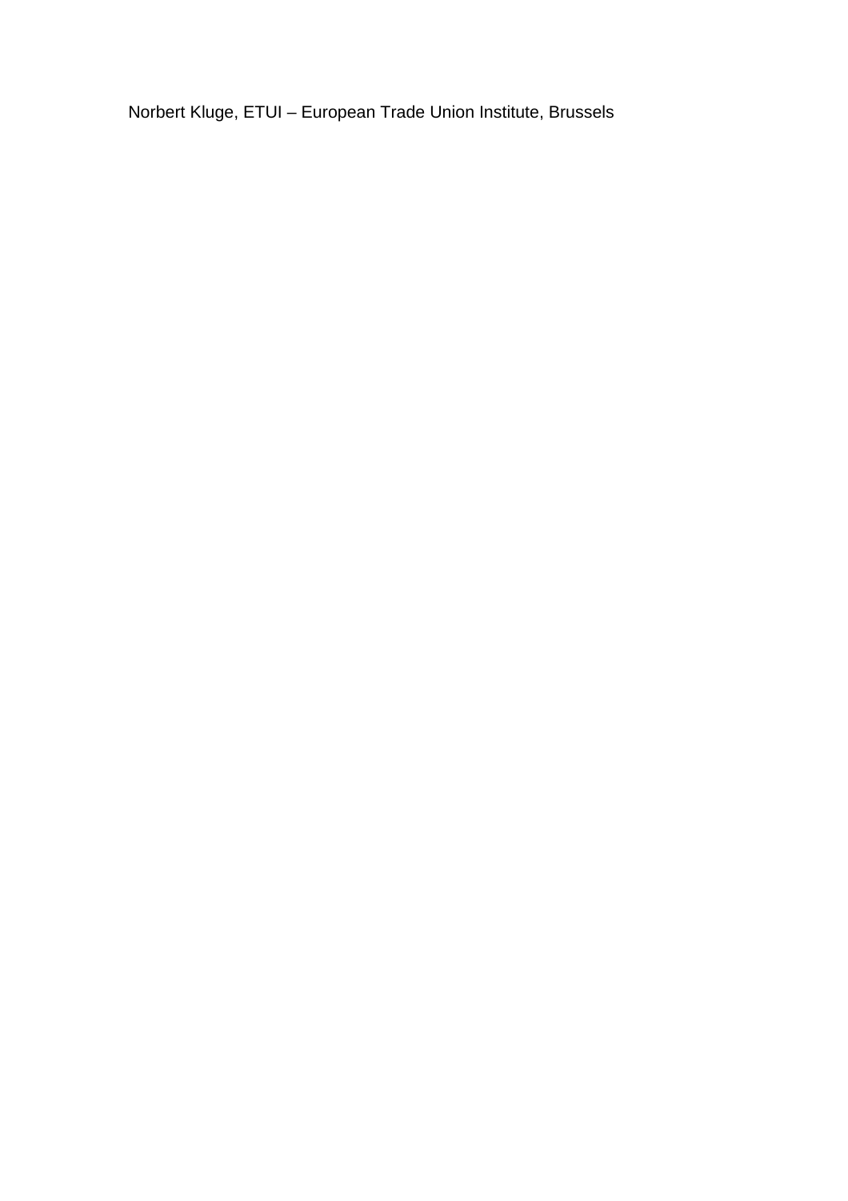Norbert Kluge, ETUI – European Trade Union Institute, Brussels